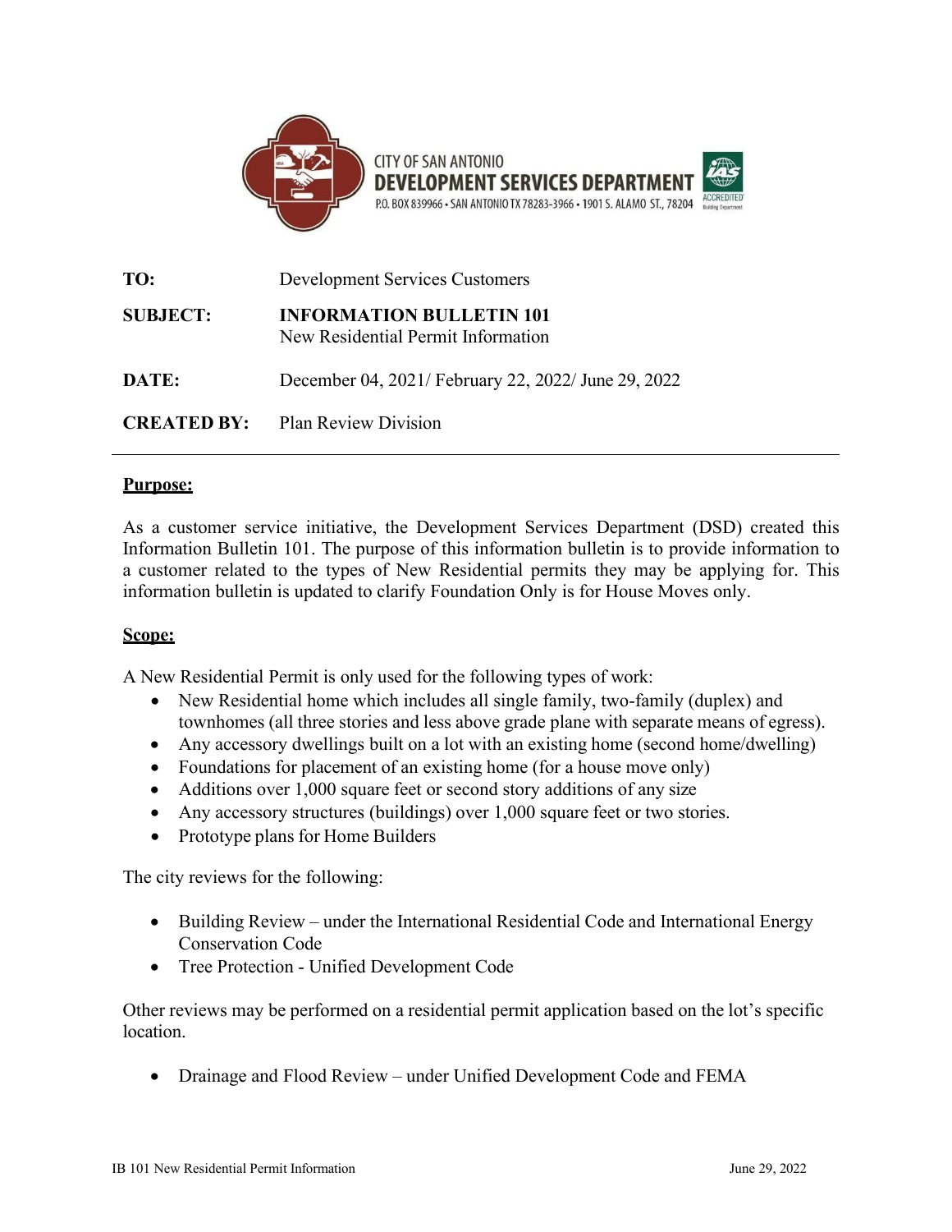CITY OF SAN ANTONIO
**DEVELOPMENT SERVICES DEPARTMENT**
P.O. BOX 839966 • SAN ANTONIO TX 78283-3966 • 1901 S. ALAMO ST., 78204

**TO:** Development Services Customers

**SUBJECT:** **INFORMATION BULLETIN 101**
New Residential Permit Information

**DATE:** December 04, 2021/ February 22, 2022/ June 29, 2022

**CREATED BY:** Plan Review Division

---

## Purpose:

As a customer service initiative, the Development Services Department (DSD) created this Information Bulletin 101. The purpose of this information bulletin is to provide information to a customer related to the types of New Residential permits they may be applying for. This information bulletin is updated to clarify Foundation Only is for House Moves only.

## Scope:

A New Residential Permit is only used for the following types of work:

- New Residential home which includes all single family, two-family (duplex) and townhomes (all three stories and less above grade plane with separate means of egress).
- Any accessory dwellings built on a lot with an existing home (second home/dwelling)
- Foundations for placement of an existing home (for a house move only)
- Additions over 1,000 square feet or second story additions of any size
- Any accessory structures (buildings) over 1,000 square feet or two stories.
- Prototype plans for Home Builders

The city reviews for the following:

- Building Review – under the International Residential Code and International Energy Conservation Code
- Tree Protection - Unified Development Code

Other reviews may be performed on a residential permit application based on the lot's specific location.

- Drainage and Flood Review – under Unified Development Code and FEMA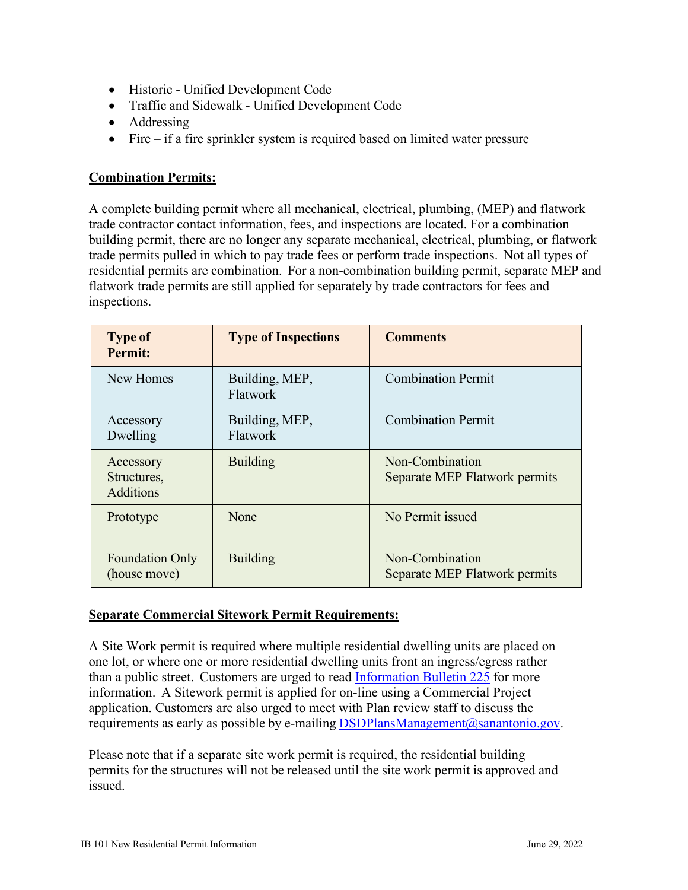- Historic - Unified Development Code
- Traffic and Sidewalk - Unified Development Code
- Addressing
- Fire – if a fire sprinkler system is required based on limited water pressure

**Combination Permits:**

A complete building permit where all mechanical, electrical, plumbing, (MEP) and flatwork trade contractor contact information, fees, and inspections are located. For a combination building permit, there are no longer any separate mechanical, electrical, plumbing, or flatwork trade permits pulled in which to pay trade fees or perform trade inspections. Not all types of residential permits are combination. For a non-combination building permit, separate MEP and flatwork trade permits are still applied for separately by trade contractors for fees and inspections.

| Type of Permit: | Type of Inspections | Comments |
|---|---|---|
| New Homes | Building, MEP, Flatwork | Combination Permit |
| Accessory Dwelling | Building, MEP, Flatwork | Combination Permit |
| Accessory Structures, Additions | Building | Non-Combination Separate MEP Flatwork permits |
| Prototype | None | No Permit issued |
| Foundation Only (house move) | Building | Non-Combination Separate MEP Flatwork permits |

**Separate Commercial Sitework Permit Requirements:**

A Site Work permit is required where multiple residential dwelling units are placed on one lot, or where one or more residential dwelling units front an ingress/egress rather than a public street. Customers are urged to read Information Bulletin 225 for more information. A Sitework permit is applied for on-line using a Commercial Project application. Customers are also urged to meet with Plan review staff to discuss the requirements as early as possible by e-mailing DSDPlansManagement@sanantonio.gov.

Please note that if a separate site work permit is required, the residential building permits for the structures will not be released until the site work permit is approved and issued.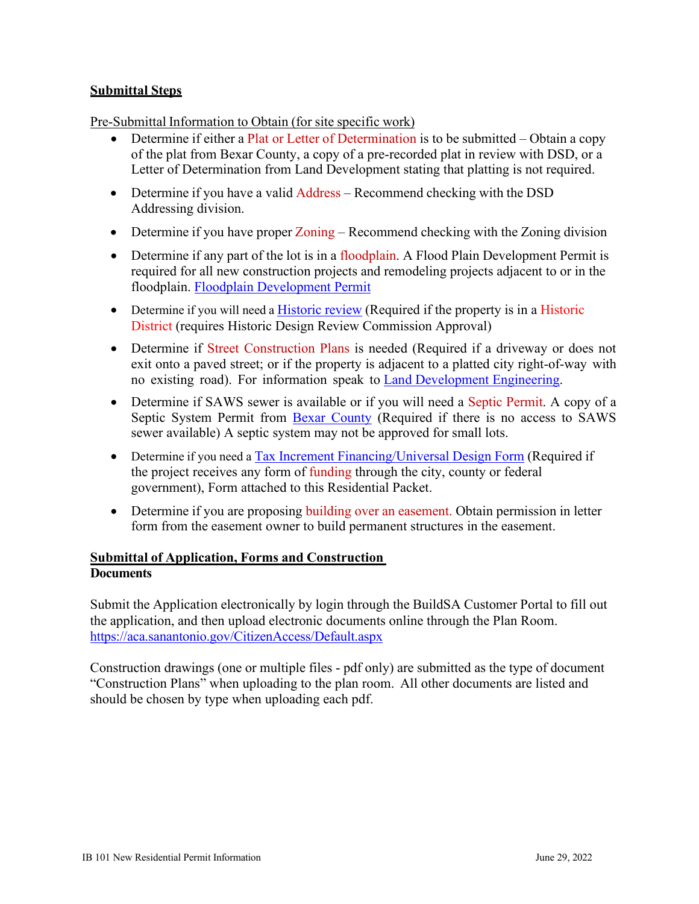**Submittal Steps**

Pre-Submittal Information to Obtain (for site specific work)

- Determine if either a Plat or Letter of Determination is to be submitted – Obtain a copy of the plat from Bexar County, a copy of a pre-recorded plat in review with DSD, or a Letter of Determination from Land Development stating that platting is not required.
- Determine if you have a valid Address – Recommend checking with the DSD Addressing division.
- Determine if you have proper Zoning – Recommend checking with the Zoning division
- Determine if any part of the lot is in a floodplain. A Flood Plain Development Permit is required for all new construction projects and remodeling projects adjacent to or in the floodplain. Floodplain Development Permit
- Determine if you will need a Historic review (Required if the property is in a Historic District (requires Historic Design Review Commission Approval)
- Determine if Street Construction Plans is needed (Required if a driveway or does not exit onto a paved street; or if the property is adjacent to a platted city right-of-way with no existing road). For information speak to Land Development Engineering.
- Determine if SAWS sewer is available or if you will need a Septic Permit. A copy of a Septic System Permit from Bexar County (Required if there is no access to SAWS sewer available) A septic system may not be approved for small lots.
- Determine if you need a Tax Increment Financing/Universal Design Form (Required if the project receives any form of funding through the city, county or federal government), Form attached to this Residential Packet.
- Determine if you are proposing building over an easement. Obtain permission in letter form from the easement owner to build permanent structures in the easement.

**Submittal of Application, Forms and Construction Documents**

Submit the Application electronically by login through the BuildSA Customer Portal to fill out the application, and then upload electronic documents online through the Plan Room.
https://aca.sanantonio.gov/CitizenAccess/Default.aspx

Construction drawings (one or multiple files - pdf only) are submitted as the type of document "Construction Plans" when uploading to the plan room. All other documents are listed and should be chosen by type when uploading each pdf.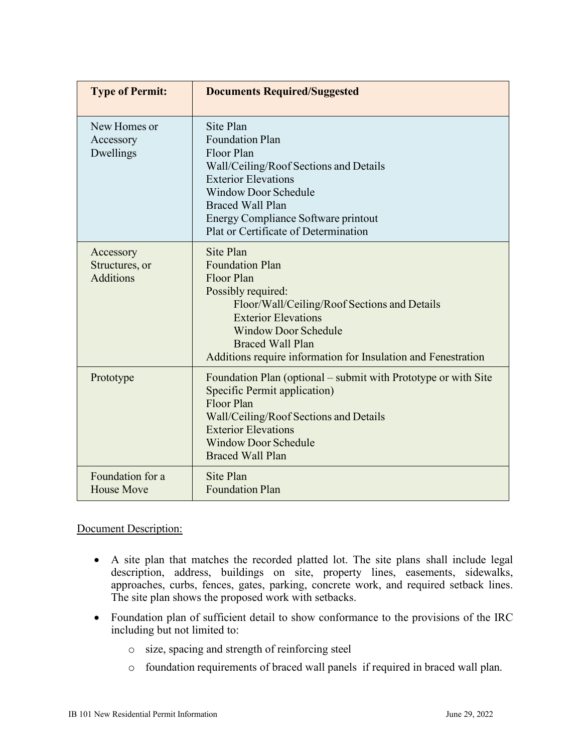| Type of Permit: | Documents Required/Suggested |
|---|---|
| New Homes or Accessory Dwellings | Site Plan<br>Foundation Plan<br>Floor Plan<br>Wall/Ceiling/Roof Sections and Details<br>Exterior Elevations<br>Window Door Schedule<br>Braced Wall Plan<br>Energy Compliance Software printout<br>Plat or Certificate of Determination |
| Accessory Structures, or Additions | Site Plan<br>Foundation Plan<br>Floor Plan<br>Possibly required:<br>Floor/Wall/Ceiling/Roof Sections and Details<br>Exterior Elevations<br>Window Door Schedule<br>Braced Wall Plan<br>Additions require information for Insulation and Fenestration |
| Prototype | Foundation Plan (optional – submit with Prototype or with Site Specific Permit application)<br>Floor Plan<br>Wall/Ceiling/Roof Sections and Details<br>Exterior Elevations<br>Window Door Schedule<br>Braced Wall Plan |
| Foundation for a House Move | Site Plan<br>Foundation Plan |

Document Description:

- A site plan that matches the recorded platted lot. The site plans shall include legal description, address, buildings on site, property lines, easements, sidewalks, approaches, curbs, fences, gates, parking, concrete work, and required setback lines. The site plan shows the proposed work with setbacks.
- Foundation plan of sufficient detail to show conformance to the provisions of the IRC including but not limited to:
  - size, spacing and strength of reinforcing steel
  - foundation requirements of braced wall panels if required in braced wall plan.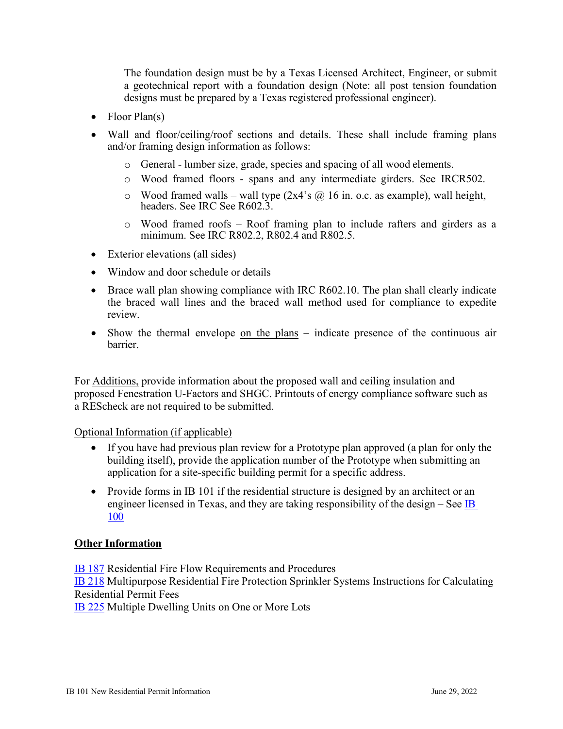The foundation design must be by a Texas Licensed Architect, Engineer, or submit a geotechnical report with a foundation design (Note: all post tension foundation designs must be prepared by a Texas registered professional engineer).

- Floor Plan(s)
- Wall and floor/ceiling/roof sections and details. These shall include framing plans and/or framing design information as follows:
    - General - lumber size, grade, species and spacing of all wood elements.
    - Wood framed floors - spans and any intermediate girders. See IRCR502.
    - Wood framed walls – wall type (2x4's @ 16 in. o.c. as example), wall height, headers. See IRC See R602.3.
    - Wood framed roofs – Roof framing plan to include rafters and girders as a minimum. See IRC R802.2, R802.4 and R802.5.
- Exterior elevations (all sides)
- Window and door schedule or details
- Brace wall plan showing compliance with IRC R602.10. The plan shall clearly indicate the braced wall lines and the braced wall method used for compliance to expedite review.
- Show the thermal envelope <u>on the plans</u> – indicate presence of the continuous air barrier.

For <u>Additions,</u> provide information about the proposed wall and ceiling insulation and proposed Fenestration U-Factors and SHGC. Printouts of energy compliance software such as a REScheck are not required to be submitted.

<u>Optional Information (if applicable)</u>

- If you have had previous plan review for a Prototype plan approved (a plan for only the building itself), provide the application number of the Prototype when submitting an application for a site-specific building permit for a specific address.
- Provide forms in IB 101 if the residential structure is designed by an architect or an engineer licensed in Texas, and they are taking responsibility of the design – See IB 100

**<u>Other Information</u>**

IB 187 Residential Fire Flow Requirements and Procedures
IB 218 Multipurpose Residential Fire Protection Sprinkler Systems Instructions for Calculating Residential Permit Fees
IB 225 Multiple Dwelling Units on One or More Lots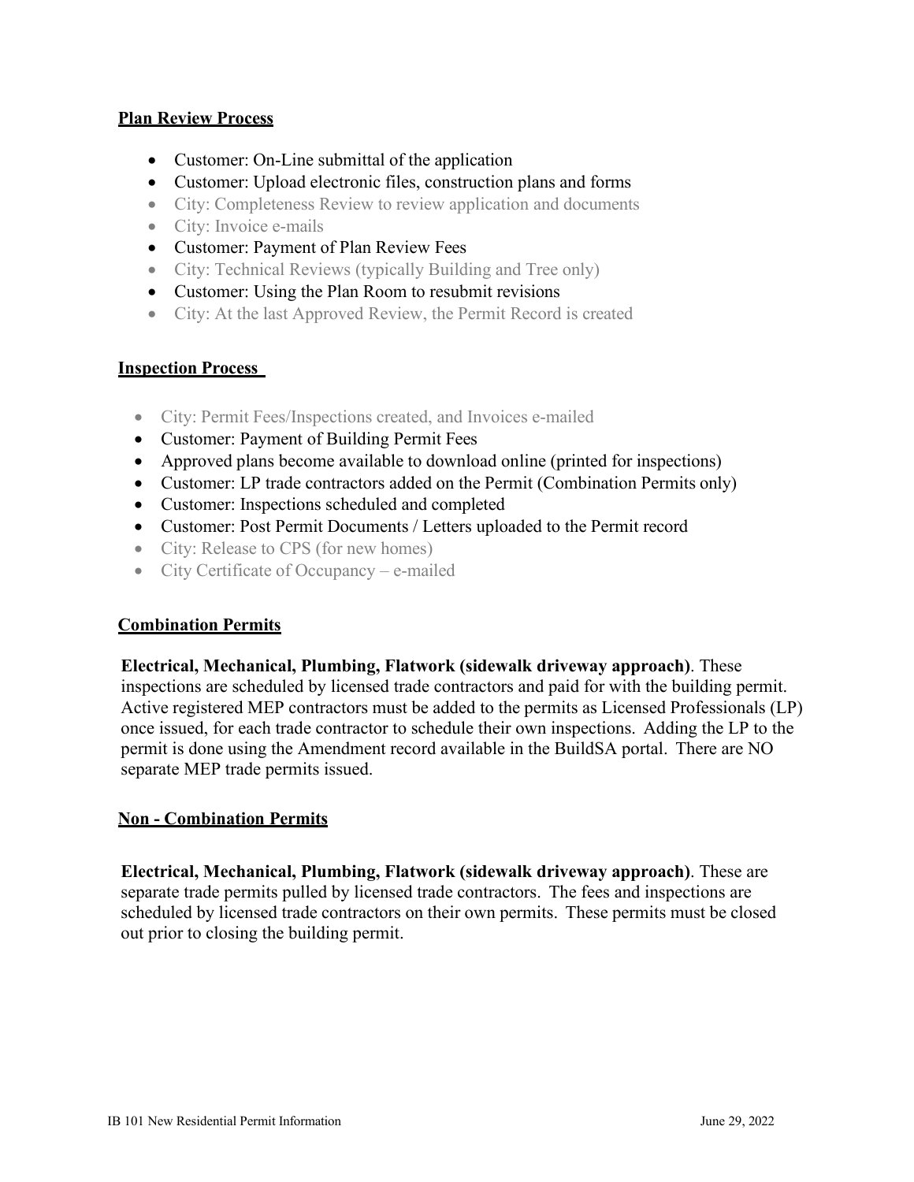## Plan Review Process

- Customer: On-Line submittal of the application
- Customer: Upload electronic files, construction plans and forms
- City: Completeness Review to review application and documents
- City: Invoice e-mails
- Customer: Payment of Plan Review Fees
- City: Technical Reviews (typically Building and Tree only)
- Customer: Using the Plan Room to resubmit revisions
- City: At the last Approved Review, the Permit Record is created

## Inspection Process

- City: Permit Fees/Inspections created, and Invoices e-mailed
- Customer: Payment of Building Permit Fees
- Approved plans become available to download online (printed for inspections)
- Customer: LP trade contractors added on the Permit (Combination Permits only)
- Customer: Inspections scheduled and completed
- Customer: Post Permit Documents / Letters uploaded to the Permit record
- City: Release to CPS (for new homes)
- City Certificate of Occupancy – e-mailed

## Combination Permits

**Electrical, Mechanical, Plumbing, Flatwork (sidewalk driveway approach)**. These inspections are scheduled by licensed trade contractors and paid for with the building permit. Active registered MEP contractors must be added to the permits as Licensed Professionals (LP) once issued, for each trade contractor to schedule their own inspections. Adding the LP to the permit is done using the Amendment record available in the BuildSA portal. There are NO separate MEP trade permits issued.

## Non - Combination Permits

**Electrical, Mechanical, Plumbing, Flatwork (sidewalk driveway approach)**. These are separate trade permits pulled by licensed trade contractors. The fees and inspections are scheduled by licensed trade contractors on their own permits. These permits must be closed out prior to closing the building permit.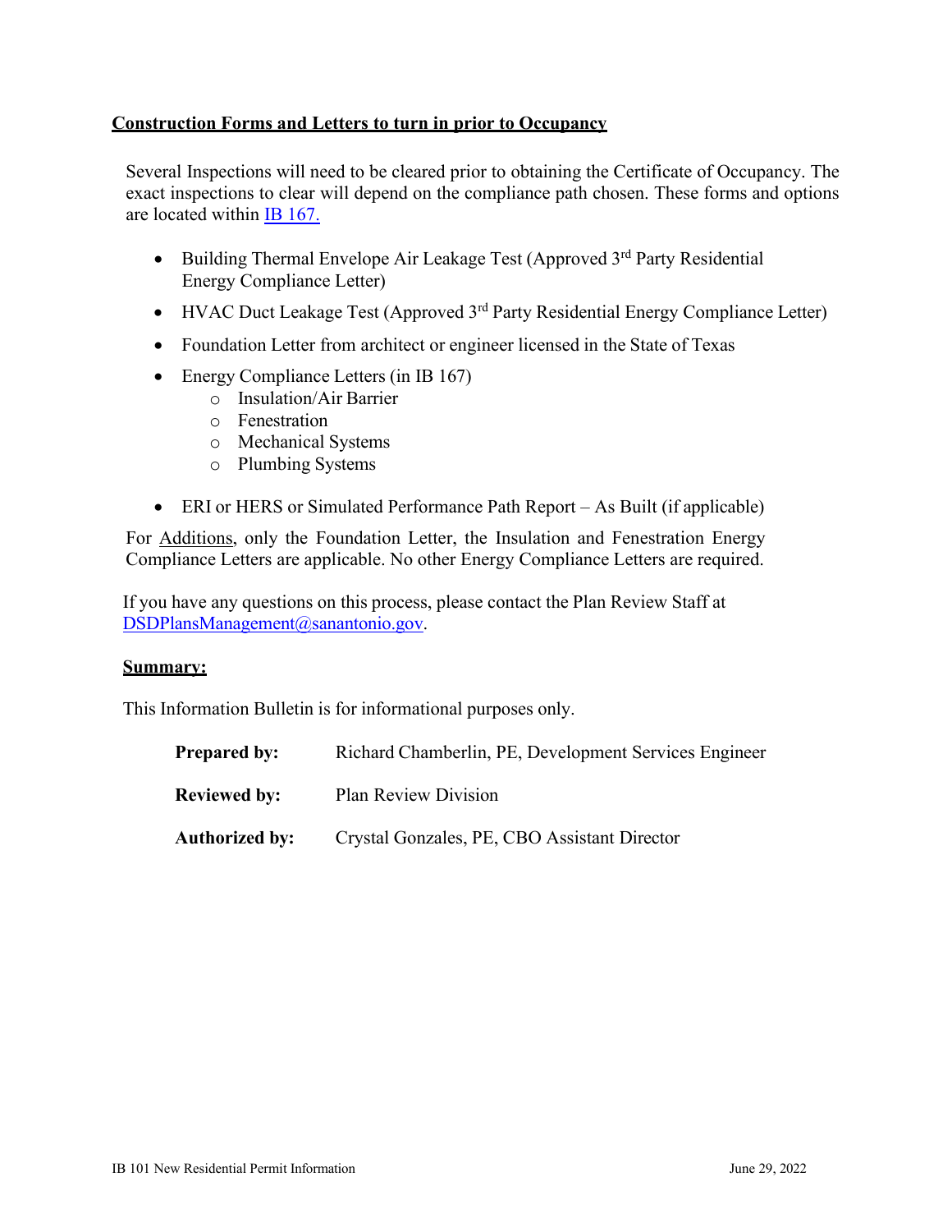## Construction Forms and Letters to turn in prior to Occupancy

Several Inspections will need to be cleared prior to obtaining the Certificate of Occupancy. The exact inspections to clear will depend on the compliance path chosen. These forms and options are located within [IB 167.]

- Building Thermal Envelope Air Leakage Test (Approved 3rd Party Residential Energy Compliance Letter)
- HVAC Duct Leakage Test (Approved 3rd Party Residential Energy Compliance Letter)
- Foundation Letter from architect or engineer licensed in the State of Texas
- Energy Compliance Letters (in IB 167)
  - Insulation/Air Barrier
  - Fenestration
  - Mechanical Systems
  - Plumbing Systems
- ERI or HERS or Simulated Performance Path Report – As Built (if applicable)

For Additions, only the Foundation Letter, the Insulation and Fenestration Energy Compliance Letters are applicable. No other Energy Compliance Letters are required.

If you have any questions on this process, please contact the Plan Review Staff at DSDPlansManagement@sanantonio.gov.

## Summary:

This Information Bulletin is for informational purposes only.

**Prepared by:** Richard Chamberlin, PE, Development Services Engineer

**Reviewed by:** Plan Review Division

**Authorized by:** Crystal Gonzales, PE, CBO Assistant Director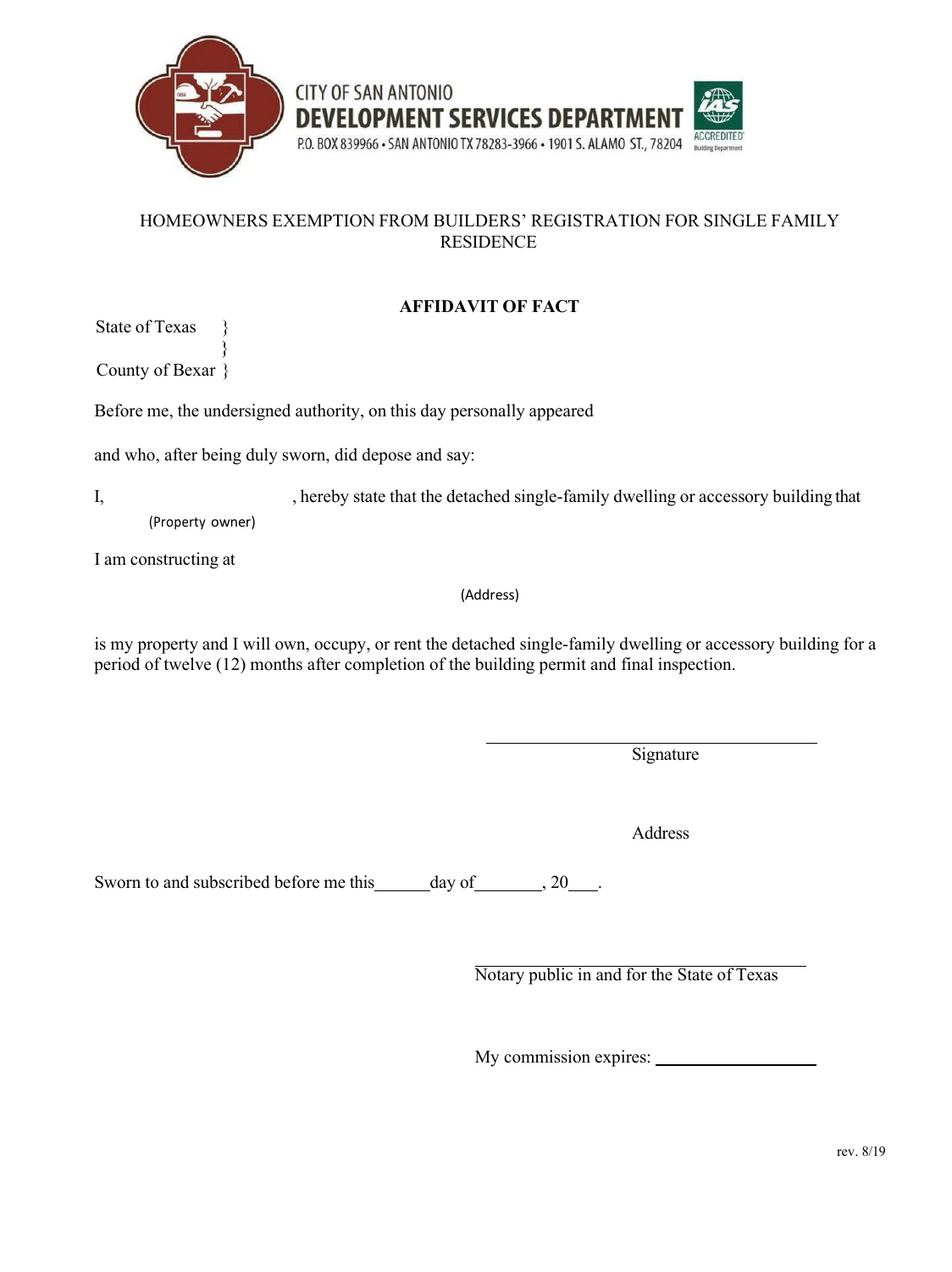CITY OF SAN ANTONIO
**DEVELOPMENT SERVICES DEPARTMENT**
P.O. BOX 839966 • SAN ANTONIO TX 78283-3966 • 1901 S. ALAMO ST., 78204

HOMEOWNERS EXEMPTION FROM BUILDERS' REGISTRATION FOR SINGLE FAMILY RESIDENCE

## AFFIDAVIT OF FACT

State of Texas }
}
County of Bexar }

Before me, the undersigned authority, on this day personally appeared

and who, after being duly sworn, did depose and say:

I, \_\_\_\_\_\_\_\_\_\_\_\_\_\_\_\_\_\_\_\_ , hereby state that the detached single-family dwelling or accessory building that
(Property owner)

I am constructing at \_\_\_\_\_\_\_\_\_\_\_\_\_\_\_\_\_\_\_\_
(Address)

is my property and I will own, occupy, or rent the detached single-family dwelling or accessory building for a period of twelve (12) months after completion of the building permit and final inspection.

\_\_\_\_\_\_\_\_\_\_\_\_\_\_\_\_\_\_\_\_\_\_\_\_\_\_\_\_\_\_
Signature

Address

Sworn to and subscribed before me this\_\_\_\_\_\_day of\_\_\_\_\_\_\_\_, 20\_\_\_.

\_\_\_\_\_\_\_\_\_\_\_\_\_\_\_\_\_\_\_\_\_\_\_\_\_\_\_\_\_\_
Notary public in and for the State of Texas

My commission expires: \_\_\_\_\_\_\_\_\_\_\_\_\_\_\_\_\_\_\_\_

rev. 8/19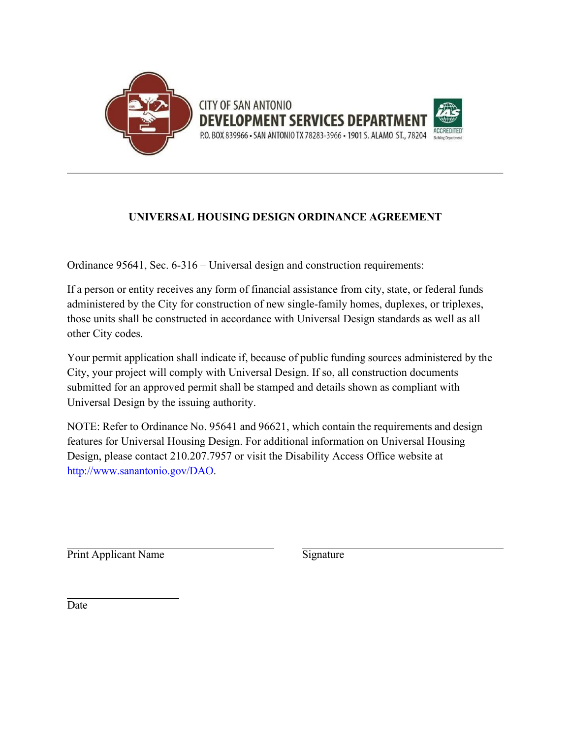CITY OF SAN ANTONIO
**DEVELOPMENT SERVICES DEPARTMENT**
P.O. BOX 839966 • SAN ANTONIO TX 78283-3966 • 1901 S. ALAMO ST., 78204

ACCREDITED
Building Department

## UNIVERSAL HOUSING DESIGN ORDINANCE AGREEMENT

Ordinance 95641, Sec. 6-316 – Universal design and construction requirements:

If a person or entity receives any form of financial assistance from city, state, or federal funds administered by the City for construction of new single-family homes, duplexes, or triplexes, those units shall be constructed in accordance with Universal Design standards as well as all other City codes.

Your permit application shall indicate if, because of public funding sources administered by the City, your project will comply with Universal Design. If so, all construction documents submitted for an approved permit shall be stamped and details shown as compliant with Universal Design by the issuing authority.

NOTE: Refer to Ordinance No. 95641 and 96621, which contain the requirements and design features for Universal Housing Design. For additional information on Universal Housing Design, please contact 210.207.7957 or visit the Disability Access Office website at [http://www.sanantonio.gov/DAO](http://www.sanantonio.gov/DAO).

\_\_\_\_\_\_\_\_\_\_\_\_\_\_\_\_\_\_\_\_\_\_\_\_\_\_\_\_\_\_\_\_
Print Applicant Name

\_\_\_\_\_\_\_\_\_\_\_\_\_\_\_\_\_\_\_\_\_\_\_\_\_\_\_\_\_\_\_\_
Signature

\_\_\_\_\_\_\_\_\_\_\_\_\_\_\_\_\_\_
Date